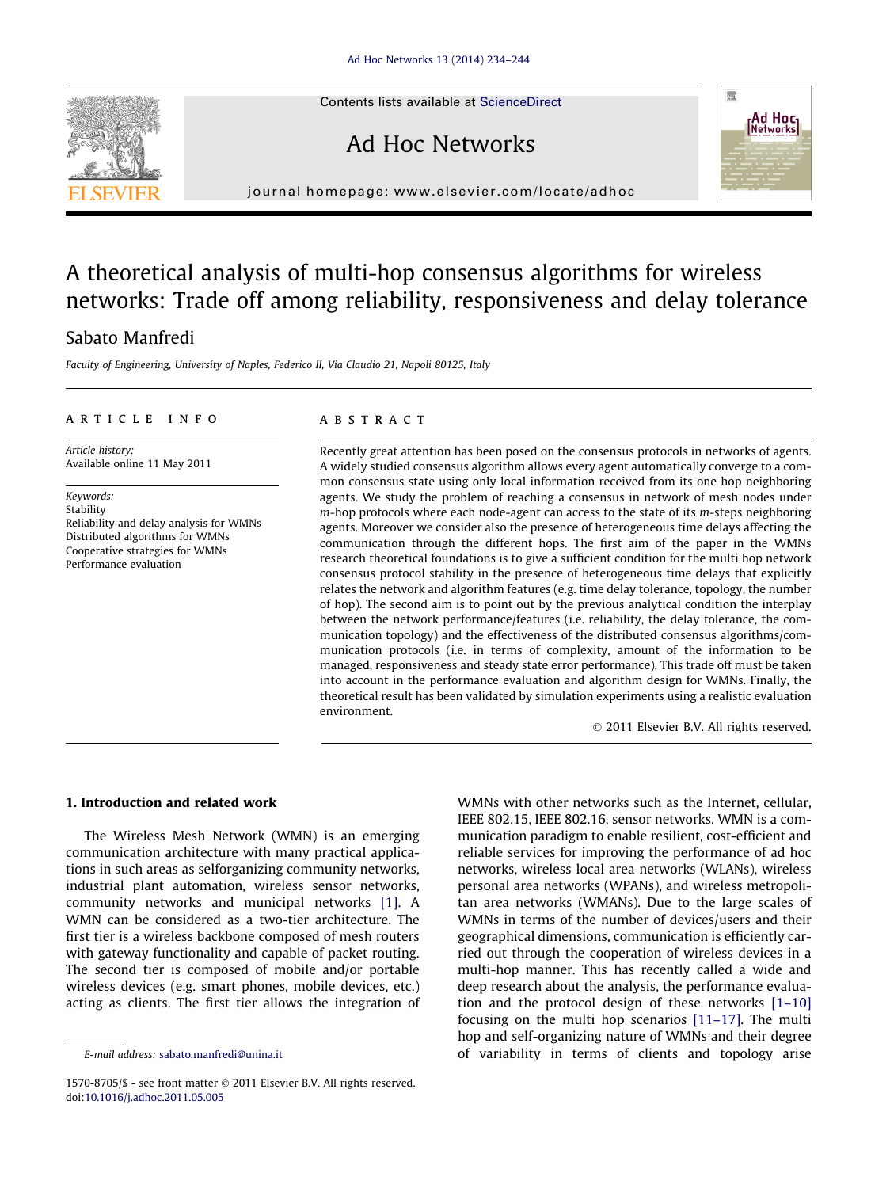Contents lists available at ScienceDirect

# Ad Hoc Networks

journal homepage: www.elsevier.com/locate/adhoc

# A theoretical analysis of multi-hop consensus algorithms for wireless networks: Trade off among reliability, responsiveness and delay tolerance

Sabato Manfredi

*Faculty of Engineering, University of Naples, Federico II, Via Claudio 21, Napoli 80125, Italy*

## ARTICLE INFO

*Article history:*
Available online 11 May 2011

*Keywords:*
Stability
Reliability and delay analysis for WMNs
Distributed algorithms for WMNs
Cooperative strategies for WMNs
Performance evaluation

## ABSTRACT

Recently great attention has been posed on the consensus protocols in networks of agents. A widely studied consensus algorithm allows every agent automatically converge to a common consensus state using only local information received from its one hop neighboring agents. We study the problem of reaching a consensus in network of mesh nodes under *m*-hop protocols where each node-agent can access to the state of its *m*-steps neighboring agents. Moreover we consider also the presence of heterogeneous time delays affecting the communication through the different hops. The first aim of the paper in the WMNs research theoretical foundations is to give a sufficient condition for the multi hop network consensus protocol stability in the presence of heterogeneous time delays that explicitly relates the network and algorithm features (e.g. time delay tolerance, topology, the number of hop). The second aim is to point out by the previous analytical condition the interplay between the network performance/features (i.e. reliability, the delay tolerance, the communication topology) and the effectiveness of the distributed consensus algorithms/communication protocols (i.e. in terms of complexity, amount of the information to be managed, responsiveness and steady state error performance). This trade off must be taken into account in the performance evaluation and algorithm design for WMNs. Finally, the theoretical result has been validated by simulation experiments using a realistic evaluation environment.

© 2011 Elsevier B.V. All rights reserved.

## 1. Introduction and related work

The Wireless Mesh Network (WMN) is an emerging communication architecture with many practical applications in such areas as selforganizing community networks, industrial plant automation, wireless sensor networks, community networks and municipal networks [1]. A WMN can be considered as a two-tier architecture. The first tier is a wireless backbone composed of mesh routers with gateway functionality and capable of packet routing. The second tier is composed of mobile and/or portable wireless devices (e.g. smart phones, mobile devices, etc.) acting as clients. The first tier allows the integration of WMNs with other networks such as the Internet, cellular, IEEE 802.15, IEEE 802.16, sensor networks. WMN is a communication paradigm to enable resilient, cost-efficient and reliable services for improving the performance of ad hoc networks, wireless local area networks (WLANs), wireless personal area networks (WPANs), and wireless metropolitan area networks (WMANs). Due to the large scales of WMNs in terms of the number of devices/users and their geographical dimensions, communication is efficiently carried out through the cooperation of wireless devices in a multi-hop manner. This has recently called a wide and deep research about the analysis, the performance evaluation and the protocol design of these networks [1–10] focusing on the multi hop scenarios [11–17]. The multi hop and self-organizing nature of WMNs and their degree of variability in terms of clients and topology arise

E-mail address: sabato.manfredi@unina.it

1570-8705/$ - see front matter © 2011 Elsevier B.V. All rights reserved.
doi:10.1016/j.adhoc.2011.05.005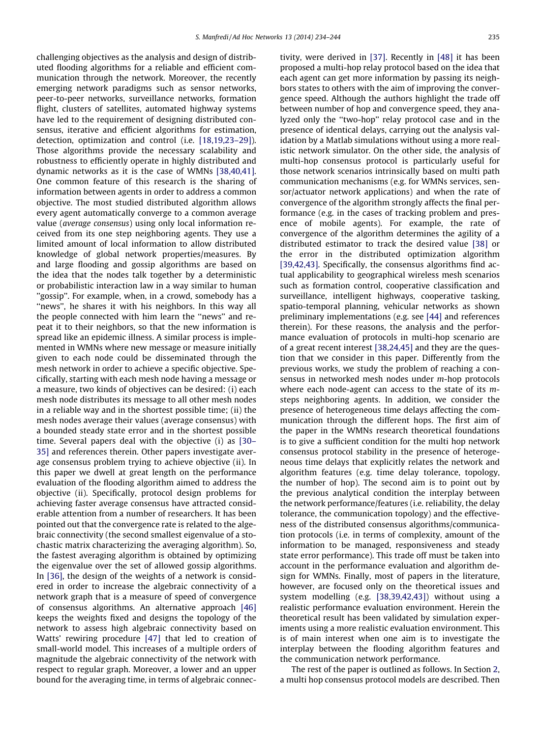challenging objectives as the analysis and design of distributed flooding algorithms for a reliable and efficient communication through the network. Moreover, the recently emerging network paradigms such as sensor networks, peer-to-peer networks, surveillance networks, formation flight, clusters of satellites, automated highway systems have led to the requirement of designing distributed consensus, iterative and efficient algorithms for estimation, detection, optimization and control (i.e. [18,19,23–29]). Those algorithms provide the necessary scalability and robustness to efficiently operate in highly distributed and dynamic networks as it is the case of WMNs [38,40,41]. One common feature of this research is the sharing of information between agents in order to address a common objective. The most studied distributed algorithm allows every agent automatically converge to a common average value (*average consensus*) using only local information received from its one step neighboring agents. They use a limited amount of local information to allow distributed knowledge of global network properties/measures. By and large flooding and gossip algorithms are based on the idea that the nodes talk together by a deterministic or probabilistic interaction law in a way similar to human "gossip". For example, when, in a crowd, somebody has a "news", he shares it with his neighbors. In this way all the people connected with him learn the "news" and repeat it to their neighbors, so that the new information is spread like an epidemic illness. A similar process is implemented in WMNs where new message or measure initially given to each node could be disseminated through the mesh network in order to achieve a specific objective. Specifically, starting with each mesh node having a message or a measure, two kinds of objectives can be desired: (i) each mesh node distributes its message to all other mesh nodes in a reliable way and in the shortest possible time; (ii) the mesh nodes average their values (average consensus) with a bounded steady state error and in the shortest possible time. Several papers deal with the objective (i) as [30–35] and references therein. Other papers investigate average consensus problem trying to achieve objective (ii). In this paper we dwell at great length on the performance evaluation of the flooding algorithm aimed to address the objective (ii). Specifically, protocol design problems for achieving faster average consensus have attracted considerable attention from a number of researchers. It has been pointed out that the convergence rate is related to the algebraic connectivity (the second smallest eigenvalue of a stochastic matrix characterizing the averaging algorithm). So, the fastest averaging algorithm is obtained by optimizing the eigenvalue over the set of allowed gossip algorithms. In [36], the design of the weights of a network is considered in order to increase the algebraic connectivity of a network graph that is a measure of speed of convergence of consensus algorithms. An alternative approach [46] keeps the weights fixed and designs the topology of the network to assess high algebraic connectivity based on Watts' rewiring procedure [47] that led to creation of small-world model. This increases of a multiple orders of magnitude the algebraic connectivity of the network with respect to regular graph. Moreover, a lower and an upper bound for the averaging time, in terms of algebraic connectivity, were derived in [37]. Recently in [48] it has been proposed a multi-hop relay protocol based on the idea that each agent can get more information by passing its neighbors states to others with the aim of improving the convergence speed. Although the authors highlight the trade off between number of hop and convergence speed, they analyzed only the "two-hop" relay protocol case and in the presence of identical delays, carrying out the analysis validation by a Matlab simulations without using a more realistic network simulator. On the other side, the analysis of multi-hop consensus protocol is particularly useful for those network scenarios intrinsically based on multi path communication mechanisms (e.g. for WMNs services, sensor/actuator network applications) and when the rate of convergence of the algorithm strongly affects the final performance (e.g. in the cases of tracking problem and presence of mobile agents). For example, the rate of convergence of the algorithm determines the agility of a distributed estimator to track the desired value [38] or the error in the distributed optimization algorithm [39,42,43]. Specifically, the consensus algorithms find actual applicability to geographical wireless mesh scenarios such as formation control, cooperative classification and surveillance, intelligent highways, cooperative tasking, spatio-temporal planning, vehicular networks as shown preliminary implementations (e.g. see [44] and references therein). For these reasons, the analysis and the performance evaluation of protocols in multi-hop scenario are of a great recent interest [38,24,45] and they are the question that we consider in this paper. Differently from the previous works, we study the problem of reaching a consensus in networked mesh nodes under $m$-hop protocols where each node-agent can access to the state of its $m$-steps neighboring agents. In addition, we consider the presence of heterogeneous time delays affecting the communication through the different hops. The first aim of the paper in the WMNs research theoretical foundations is to give a sufficient condition for the multi hop network consensus protocol stability in the presence of heterogeneous time delays that explicitly relates the network and algorithm features (e.g. time delay tolerance, topology, the number of hop). The second aim is to point out by the previous analytical condition the interplay between the network performance/features (i.e. reliability, the delay tolerance, the communication topology) and the effectiveness of the distributed consensus algorithms/communication protocols (i.e. in terms of complexity, amount of the information to be managed, responsiveness and steady state error performance). This trade off must be taken into account in the performance evaluation and algorithm design for WMNs. Finally, most of papers in the literature, however, are focused only on the theoretical issues and system modelling (e.g. [38,39,42,43]) without using a realistic performance evaluation environment. Herein the theoretical result has been validated by simulation experiments using a more realistic evaluation environment. This is of main interest when one aim is to investigate the interplay between the flooding algorithm features and the communication network performance.

The rest of the paper is outlined as follows. In Section 2, a multi hop consensus protocol models are described. Then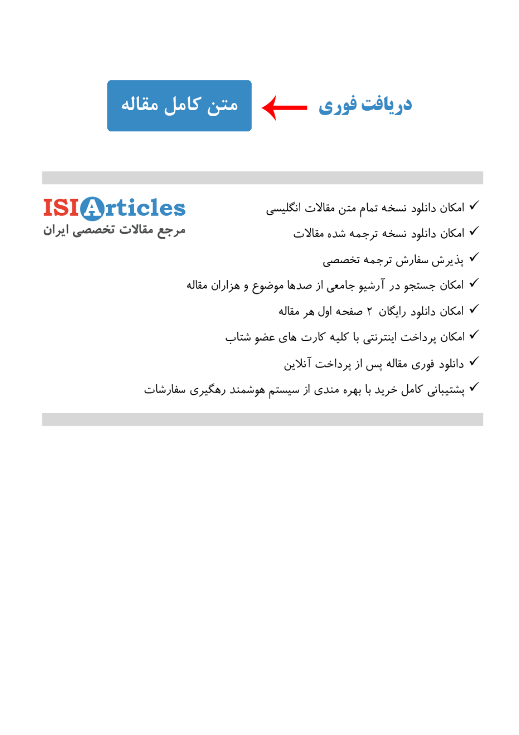دریافت فوری ← متن کامل مقاله

**ISIArticles**
مرجع مقالات تخصصی ایران

- ✓ امکان دانلود نسخه تمام متن مقالات انگلیسی
- ✓ امکان دانلود نسخه ترجمه شده مقالات
- ✓ پذیرش سفارش ترجمه تخصصی
- ✓ امکان جستجو در آرشیو جامعی از صدها موضوع و هزاران مقاله
- ✓ امکان دانلود رایگان ۲ صفحه اول هر مقاله
- ✓ امکان پرداخت اینترنتی با کلیه کارت های عضو شتاب
- ✓ دانلود فوری مقاله پس از پرداخت آنلاین
- ✓ پشتیبانی کامل خرید با بهره مندی از سیستم هوشمند رهگیری سفارشات